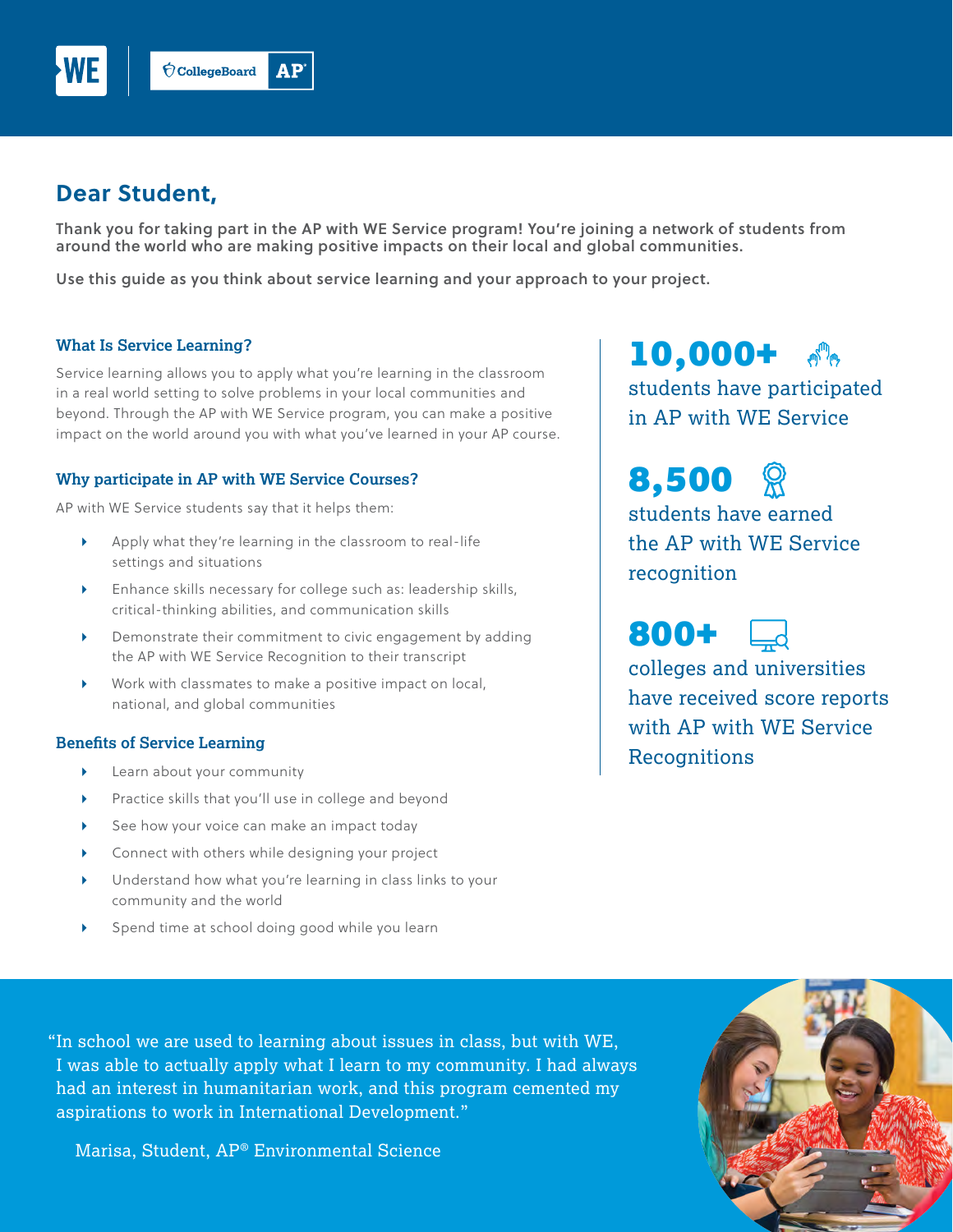# Dear Student,

**Thank you for taking part in the AP with WE Service program! You're joining a network of students from around the world who are making positive impacts on their local and global communities.**

**Use this guide as you think about service learning and your approach to your project.**

### What Is Service Learning?

Service learning allows you to apply what you're learning in the classroom in a real world setting to solve problems in your local communities and beyond. Through the AP with WE Service program, you can make a positive impact on the world around you with what you've learned in your AP course.

### Why participate in AP with WE Service Courses?

AP with WE Service students say that it helps them:

- Apply what they're learning in the classroom to real-life settings and situations
- Enhance skills necessary for college such as: leadership skills, critical-thinking abilities, and communication skills
- Demonstrate their commitment to civic engagement by adding the AP with WE Service Recognition to their transcript
- Work with classmates to make a positive impact on local, national, and global communities

### Benefits of Service Learning

- Learn about your community
- Practice skills that you'll use in college and beyond
- See how your voice can make an impact today
- Connect with others while designing your project
- Understand how what you're learning in class links to your community and the world
- Spend time at school doing good while you learn

**10,000+**
students have participated in AP with WE Service

**8,500**
students have earned the AP with WE Service recognition

**800+**
colleges and universities have received score reports with AP with WE Service Recognitions

"In school we are used to learning about issues in class, but with WE, I was able to actually apply what I learn to my community. I had always had an interest in humanitarian work, and this program cemented my aspirations to work in International Development."

Marisa, Student, AP® Environmental Science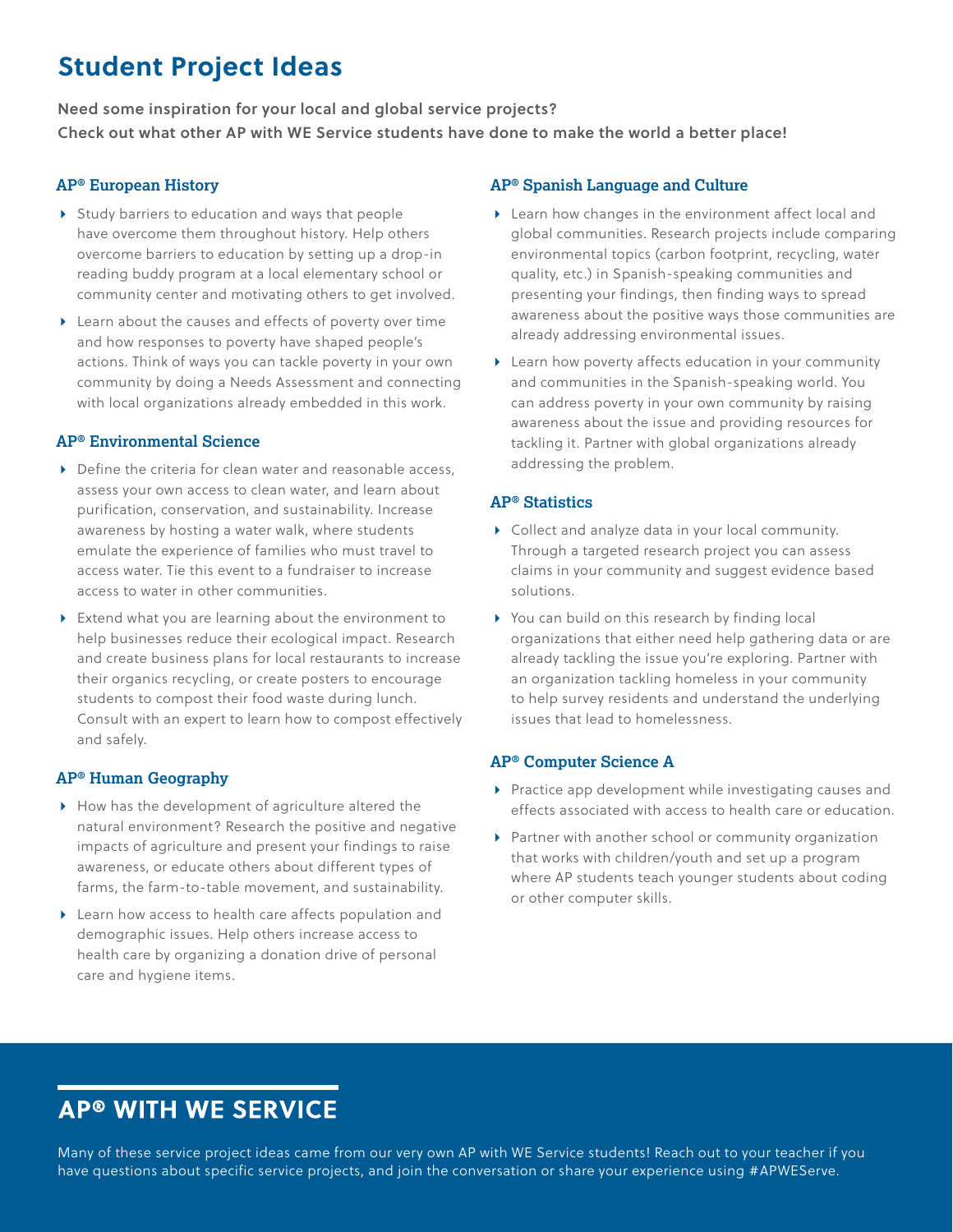# Student Project Ideas

**Need some inspiration for your local and global service projects?**
**Check out what other AP with WE Service students have done to make the world a better place!**

### AP® European History

- Study barriers to education and ways that people have overcome them throughout history. Help others overcome barriers to education by setting up a drop-in reading buddy program at a local elementary school or community center and motivating others to get involved.
- Learn about the causes and effects of poverty over time and how responses to poverty have shaped people's actions. Think of ways you can tackle poverty in your own community by doing a Needs Assessment and connecting with local organizations already embedded in this work.

### AP® Environmental Science

- Define the criteria for clean water and reasonable access, assess your own access to clean water, and learn about purification, conservation, and sustainability. Increase awareness by hosting a water walk, where students emulate the experience of families who must travel to access water. Tie this event to a fundraiser to increase access to water in other communities.
- Extend what you are learning about the environment to help businesses reduce their ecological impact. Research and create business plans for local restaurants to increase their organics recycling, or create posters to encourage students to compost their food waste during lunch. Consult with an expert to learn how to compost effectively and safely.

### AP® Human Geography

- How has the development of agriculture altered the natural environment? Research the positive and negative impacts of agriculture and present your findings to raise awareness, or educate others about different types of farms, the farm-to-table movement, and sustainability.
- Learn how access to health care affects population and demographic issues. Help others increase access to health care by organizing a donation drive of personal care and hygiene items.

### AP® Spanish Language and Culture

- Learn how changes in the environment affect local and global communities. Research projects include comparing environmental topics (carbon footprint, recycling, water quality, etc.) in Spanish-speaking communities and presenting your findings, then finding ways to spread awareness about the positive ways those communities are already addressing environmental issues.
- Learn how poverty affects education in your community and communities in the Spanish-speaking world. You can address poverty in your own community by raising awareness about the issue and providing resources for tackling it. Partner with global organizations already addressing the problem.

### AP® Statistics

- Collect and analyze data in your local community. Through a targeted research project you can assess claims in your community and suggest evidence based solutions.
- You can build on this research by finding local organizations that either need help gathering data or are already tackling the issue you're exploring. Partner with an organization tackling homeless in your community to help survey residents and understand the underlying issues that lead to homelessness.

### AP® Computer Science A

- Practice app development while investigating causes and effects associated with access to health care or education.
- Partner with another school or community organization that works with children/youth and set up a program where AP students teach younger students about coding or other computer skills.

## AP® WITH WE SERVICE

Many of these service project ideas came from our very own AP with WE Service students! Reach out to your teacher if you have questions about specific service projects, and join the conversation or share your experience using #APWEServe.